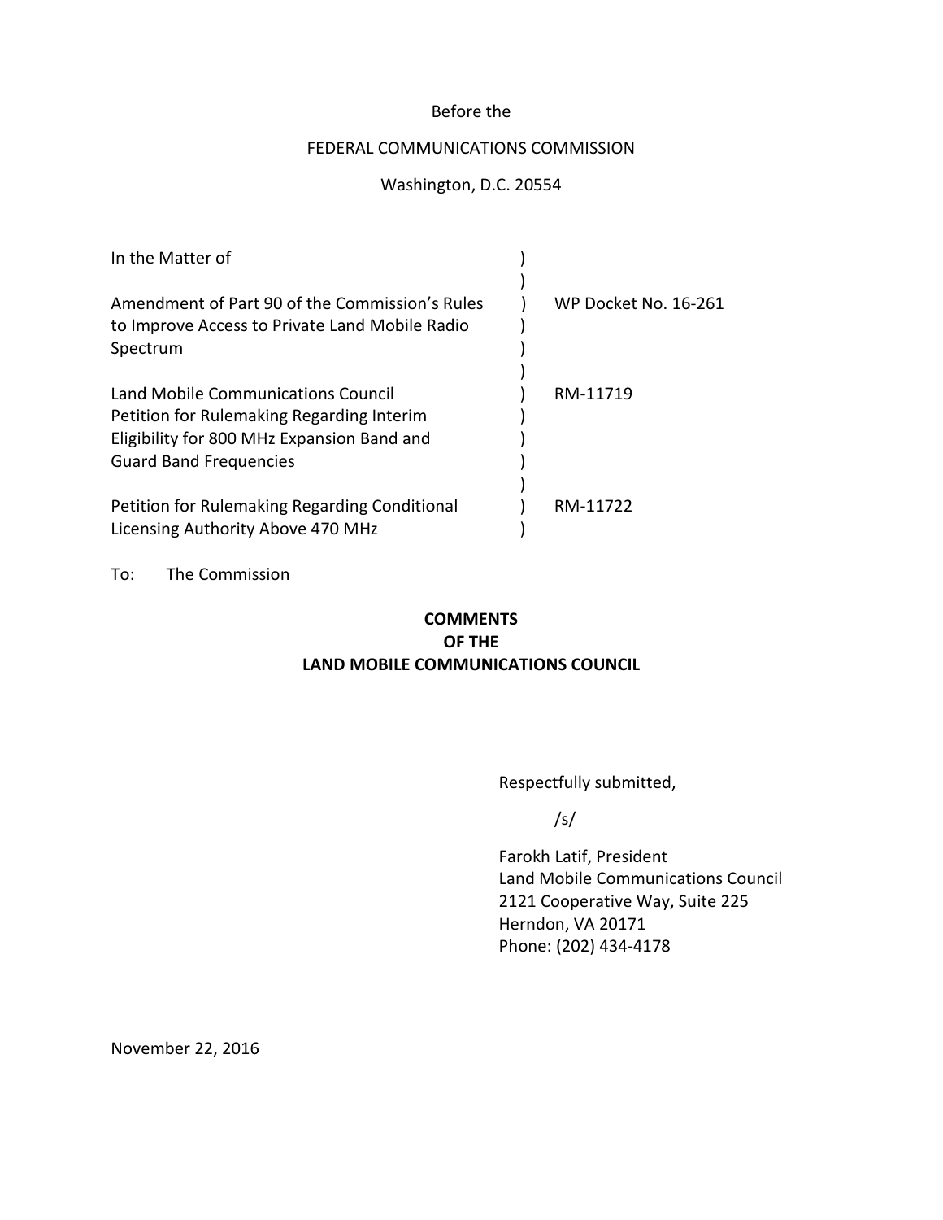Before the

FEDERAL COMMUNICATIONS COMMISSION

Washington, D.C. 20554

| In the Matter of | ) | |
|---|---|---|
| Amendment of Part 90 of the Commission's Rules to Improve Access to Private Land Mobile Radio Spectrum | ) | WP Docket No. 16-261 |
| Land Mobile Communications Council Petition for Rulemaking Regarding Interim Eligibility for 800 MHz Expansion Band and Guard Band Frequencies | ) | RM-11719 |
| Petition for Rulemaking Regarding Conditional Licensing Authority Above 470 MHz | ) | RM-11722 |

To: The Commission

**COMMENTS**
**OF THE**
**LAND MOBILE COMMUNICATIONS COUNCIL**

Respectfully submitted,

/s/

Farokh Latif, President
Land Mobile Communications Council
2121 Cooperative Way, Suite 225
Herndon, VA 20171
Phone: (202) 434-4178

November 22, 2016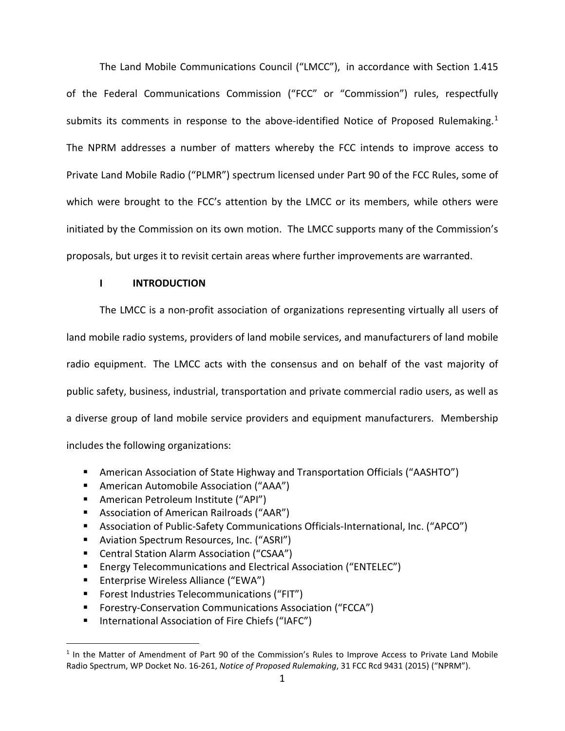The Land Mobile Communications Council ("LMCC"), in accordance with Section 1.415 of the Federal Communications Commission ("FCC" or "Commission") rules, respectfully submits its comments in response to the above-identified Notice of Proposed Rulemaking.[1] The NPRM addresses a number of matters whereby the FCC intends to improve access to Private Land Mobile Radio ("PLMR") spectrum licensed under Part 90 of the FCC Rules, some of which were brought to the FCC's attention by the LMCC or its members, while others were initiated by the Commission on its own motion. The LMCC supports many of the Commission's proposals, but urges it to revisit certain areas where further improvements are warranted.

## I INTRODUCTION

The LMCC is a non-profit association of organizations representing virtually all users of land mobile radio systems, providers of land mobile services, and manufacturers of land mobile radio equipment. The LMCC acts with the consensus and on behalf of the vast majority of public safety, business, industrial, transportation and private commercial radio users, as well as a diverse group of land mobile service providers and equipment manufacturers. Membership includes the following organizations:

- American Association of State Highway and Transportation Officials ("AASHTO")
- American Automobile Association ("AAA")
- American Petroleum Institute ("API")
- Association of American Railroads ("AAR")
- Association of Public-Safety Communications Officials-International, Inc. ("APCO")
- Aviation Spectrum Resources, Inc. ("ASRI")
- Central Station Alarm Association ("CSAA")
- Energy Telecommunications and Electrical Association ("ENTELEC")
- Enterprise Wireless Alliance ("EWA")
- Forest Industries Telecommunications ("FIT")
- Forestry-Conservation Communications Association ("FCCA")
- International Association of Fire Chiefs ("IAFC")

---

[1] In the Matter of Amendment of Part 90 of the Commission's Rules to Improve Access to Private Land Mobile Radio Spectrum, WP Docket No. 16-261, *Notice of Proposed Rulemaking*, 31 FCC Rcd 9431 (2015) ("NPRM").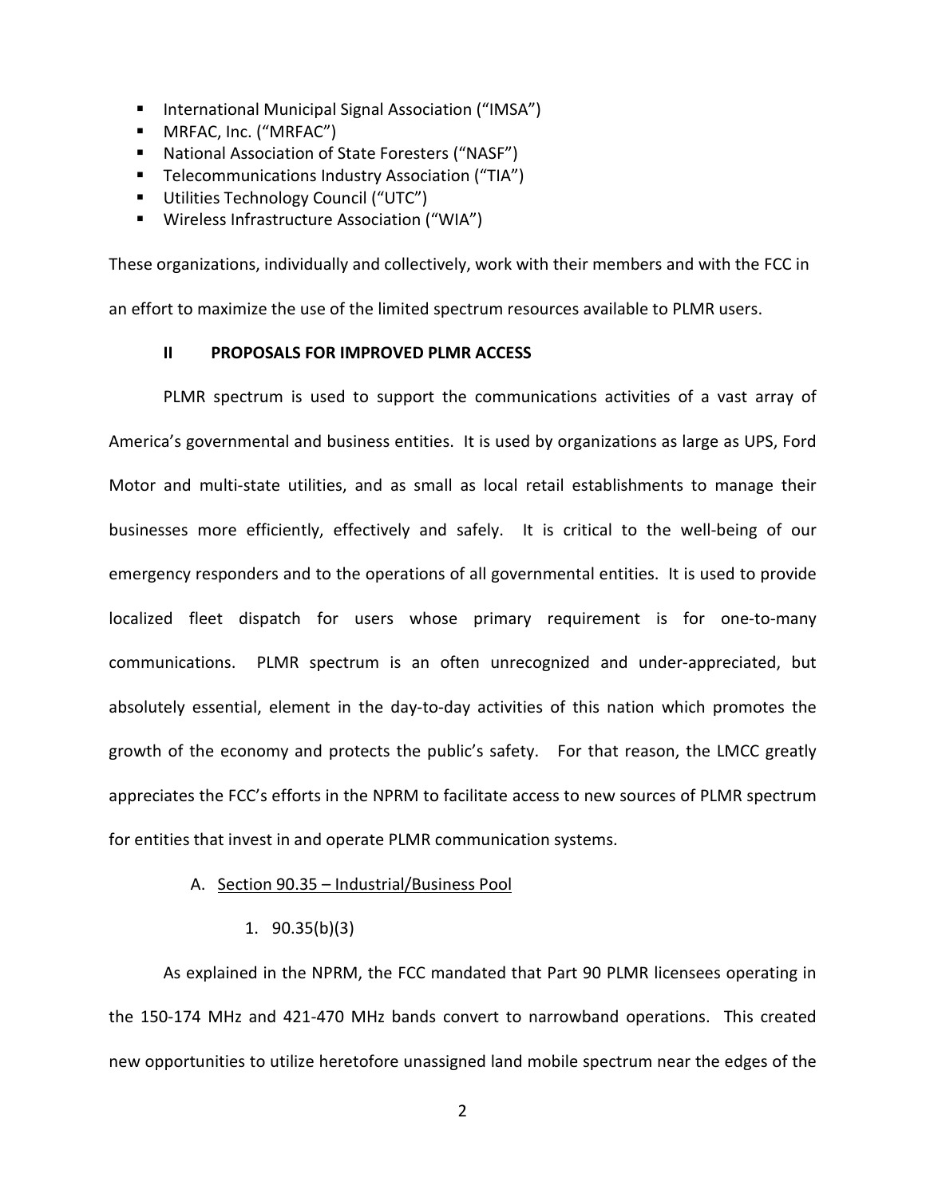- International Municipal Signal Association ("IMSA")
- MRFAC, Inc. ("MRFAC")
- National Association of State Foresters ("NASF")
- Telecommunications Industry Association ("TIA")
- Utilities Technology Council ("UTC")
- Wireless Infrastructure Association ("WIA")

These organizations, individually and collectively, work with their members and with the FCC in an effort to maximize the use of the limited spectrum resources available to PLMR users.

## II PROPOSALS FOR IMPROVED PLMR ACCESS

PLMR spectrum is used to support the communications activities of a vast array of America's governmental and business entities. It is used by organizations as large as UPS, Ford Motor and multi-state utilities, and as small as local retail establishments to manage their businesses more efficiently, effectively and safely. It is critical to the well-being of our emergency responders and to the operations of all governmental entities. It is used to provide localized fleet dispatch for users whose primary requirement is for one-to-many communications. PLMR spectrum is an often unrecognized and under-appreciated, but absolutely essential, element in the day-to-day activities of this nation which promotes the growth of the economy and protects the public's safety. For that reason, the LMCC greatly appreciates the FCC's efforts in the NPRM to facilitate access to new sources of PLMR spectrum for entities that invest in and operate PLMR communication systems.

### A. Section 90.35 – Industrial/Business Pool

#### 1. 90.35(b)(3)

As explained in the NPRM, the FCC mandated that Part 90 PLMR licensees operating in the 150-174 MHz and 421-470 MHz bands convert to narrowband operations. This created new opportunities to utilize heretofore unassigned land mobile spectrum near the edges of the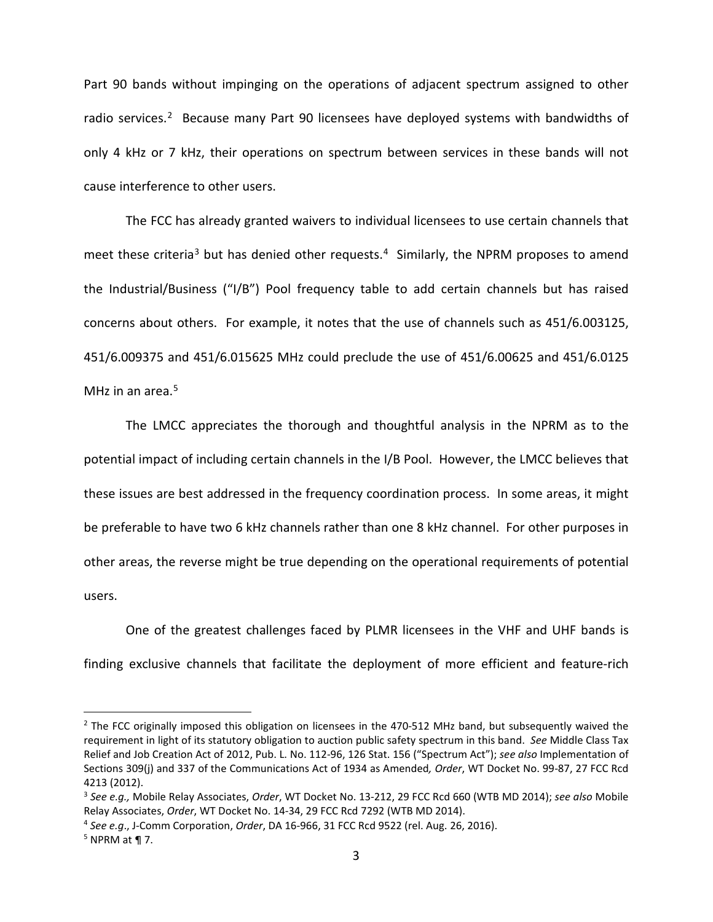Part 90 bands without impinging on the operations of adjacent spectrum assigned to other radio services.[2] Because many Part 90 licensees have deployed systems with bandwidths of only 4 kHz or 7 kHz, their operations on spectrum between services in these bands will not cause interference to other users.

The FCC has already granted waivers to individual licensees to use certain channels that meet these criteria[3] but has denied other requests.[4] Similarly, the NPRM proposes to amend the Industrial/Business ("I/B") Pool frequency table to add certain channels but has raised concerns about others. For example, it notes that the use of channels such as 451/6.003125, 451/6.009375 and 451/6.015625 MHz could preclude the use of 451/6.00625 and 451/6.0125 MHz in an area.[5]

The LMCC appreciates the thorough and thoughtful analysis in the NPRM as to the potential impact of including certain channels in the I/B Pool. However, the LMCC believes that these issues are best addressed in the frequency coordination process. In some areas, it might be preferable to have two 6 kHz channels rather than one 8 kHz channel. For other purposes in other areas, the reverse might be true depending on the operational requirements of potential users.

One of the greatest challenges faced by PLMR licensees in the VHF and UHF bands is finding exclusive channels that facilitate the deployment of more efficient and feature-rich

---

[2] The FCC originally imposed this obligation on licensees in the 470-512 MHz band, but subsequently waived the requirement in light of its statutory obligation to auction public safety spectrum in this band. *See* Middle Class Tax Relief and Job Creation Act of 2012, Pub. L. No. 112-96, 126 Stat. 156 ("Spectrum Act"); *see also* Implementation of Sections 309(j) and 337 of the Communications Act of 1934 as Amended*, Order*, WT Docket No. 99-87, 27 FCC Rcd 4213 (2012).

[3] *See e.g.,* Mobile Relay Associates, *Order*, WT Docket No. 13-212, 29 FCC Rcd 660 (WTB MD 2014); *see also* Mobile Relay Associates, *Order*, WT Docket No. 14-34, 29 FCC Rcd 7292 (WTB MD 2014).

[4] *See e.g*., J-Comm Corporation, *Order*, DA 16-966, 31 FCC Rcd 9522 (rel. Aug. 26, 2016).

[5] NPRM at ¶ 7.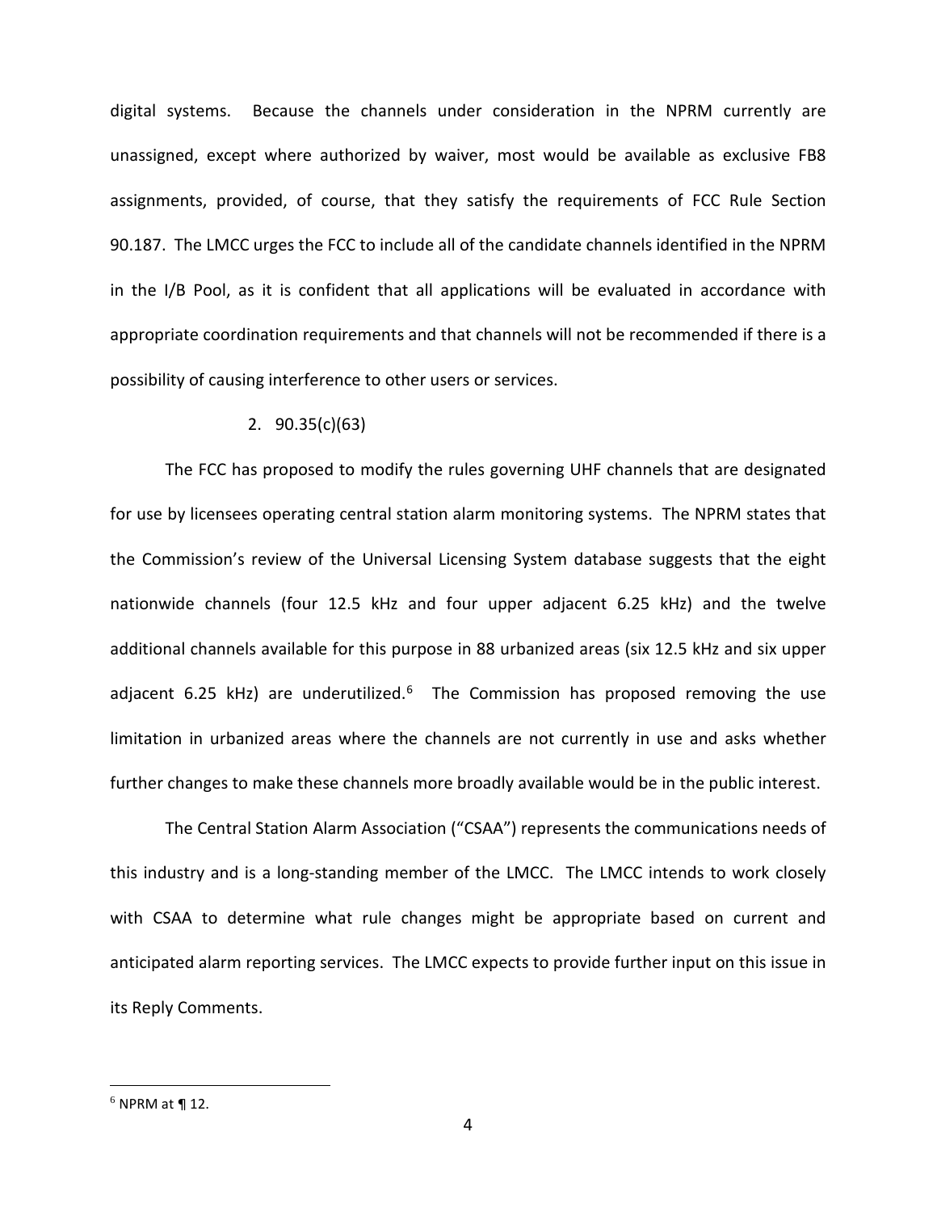digital systems. Because the channels under consideration in the NPRM currently are unassigned, except where authorized by waiver, most would be available as exclusive FB8 assignments, provided, of course, that they satisfy the requirements of FCC Rule Section 90.187. The LMCC urges the FCC to include all of the candidate channels identified in the NPRM in the I/B Pool, as it is confident that all applications will be evaluated in accordance with appropriate coordination requirements and that channels will not be recommended if there is a possibility of causing interference to other users or services.

2. 90.35(c)(63)

The FCC has proposed to modify the rules governing UHF channels that are designated for use by licensees operating central station alarm monitoring systems. The NPRM states that the Commission's review of the Universal Licensing System database suggests that the eight nationwide channels (four 12.5 kHz and four upper adjacent 6.25 kHz) and the twelve additional channels available for this purpose in 88 urbanized areas (six 12.5 kHz and six upper adjacent 6.25 kHz) are underutilized.[6] The Commission has proposed removing the use limitation in urbanized areas where the channels are not currently in use and asks whether further changes to make these channels more broadly available would be in the public interest.

The Central Station Alarm Association ("CSAA") represents the communications needs of this industry and is a long-standing member of the LMCC. The LMCC intends to work closely with CSAA to determine what rule changes might be appropriate based on current and anticipated alarm reporting services. The LMCC expects to provide further input on this issue in its Reply Comments.

---

[6] NPRM at ¶ 12.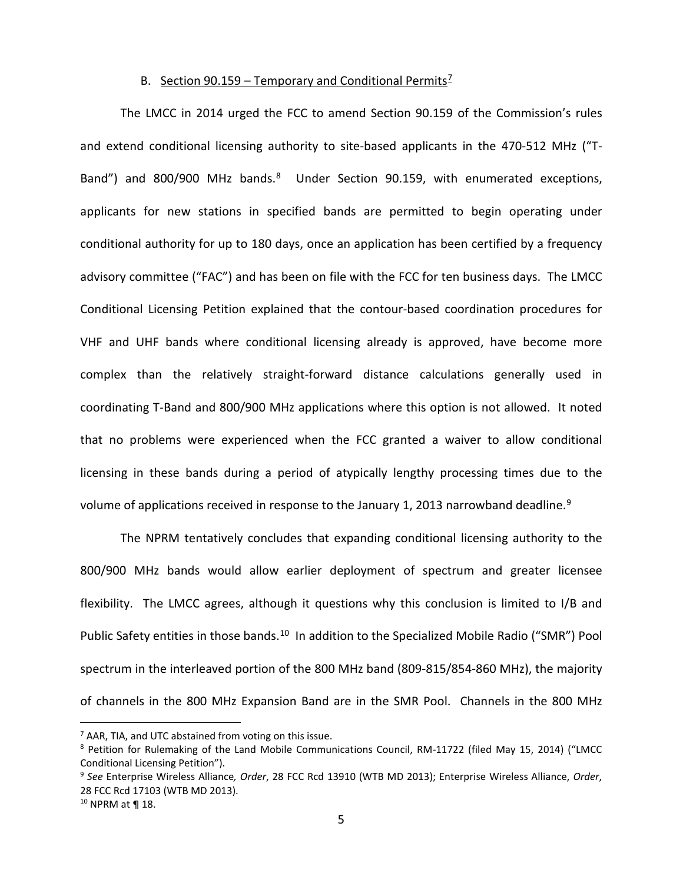### B. Section 90.159 – Temporary and Conditional Permits[7]

The LMCC in 2014 urged the FCC to amend Section 90.159 of the Commission's rules and extend conditional licensing authority to site-based applicants in the 470-512 MHz ("T-Band") and 800/900 MHz bands.[8] Under Section 90.159, with enumerated exceptions, applicants for new stations in specified bands are permitted to begin operating under conditional authority for up to 180 days, once an application has been certified by a frequency advisory committee ("FAC") and has been on file with the FCC for ten business days. The LMCC Conditional Licensing Petition explained that the contour-based coordination procedures for VHF and UHF bands where conditional licensing already is approved, have become more complex than the relatively straight-forward distance calculations generally used in coordinating T-Band and 800/900 MHz applications where this option is not allowed. It noted that no problems were experienced when the FCC granted a waiver to allow conditional licensing in these bands during a period of atypically lengthy processing times due to the volume of applications received in response to the January 1, 2013 narrowband deadline.[9]

The NPRM tentatively concludes that expanding conditional licensing authority to the 800/900 MHz bands would allow earlier deployment of spectrum and greater licensee flexibility. The LMCC agrees, although it questions why this conclusion is limited to I/B and Public Safety entities in those bands.[10] In addition to the Specialized Mobile Radio ("SMR") Pool spectrum in the interleaved portion of the 800 MHz band (809-815/854-860 MHz), the majority of channels in the 800 MHz Expansion Band are in the SMR Pool. Channels in the 800 MHz

---

[7] AAR, TIA, and UTC abstained from voting on this issue.

[8] Petition for Rulemaking of the Land Mobile Communications Council, RM-11722 (filed May 15, 2014) ("LMCC Conditional Licensing Petition").

[9] *See* Enterprise Wireless Alliance*, Order*, 28 FCC Rcd 13910 (WTB MD 2013); Enterprise Wireless Alliance, *Order*, 28 FCC Rcd 17103 (WTB MD 2013).

[10] NPRM at ¶ 18.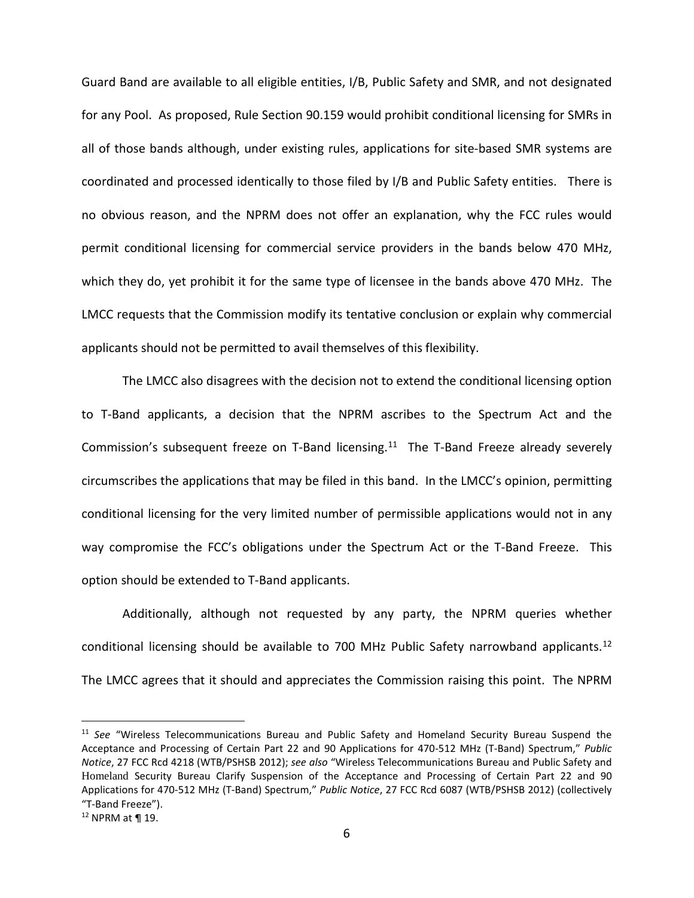Guard Band are available to all eligible entities, I/B, Public Safety and SMR, and not designated for any Pool. As proposed, Rule Section 90.159 would prohibit conditional licensing for SMRs in all of those bands although, under existing rules, applications for site-based SMR systems are coordinated and processed identically to those filed by I/B and Public Safety entities. There is no obvious reason, and the NPRM does not offer an explanation, why the FCC rules would permit conditional licensing for commercial service providers in the bands below 470 MHz, which they do, yet prohibit it for the same type of licensee in the bands above 470 MHz. The LMCC requests that the Commission modify its tentative conclusion or explain why commercial applicants should not be permitted to avail themselves of this flexibility.

The LMCC also disagrees with the decision not to extend the conditional licensing option to T-Band applicants, a decision that the NPRM ascribes to the Spectrum Act and the Commission's subsequent freeze on T-Band licensing.[11] The T-Band Freeze already severely circumscribes the applications that may be filed in this band. In the LMCC's opinion, permitting conditional licensing for the very limited number of permissible applications would not in any way compromise the FCC's obligations under the Spectrum Act or the T-Band Freeze. This option should be extended to T-Band applicants.

Additionally, although not requested by any party, the NPRM queries whether conditional licensing should be available to 700 MHz Public Safety narrowband applicants.[12] The LMCC agrees that it should and appreciates the Commission raising this point. The NPRM

---

[11] *See* "Wireless Telecommunications Bureau and Public Safety and Homeland Security Bureau Suspend the Acceptance and Processing of Certain Part 22 and 90 Applications for 470-512 MHz (T-Band) Spectrum," *Public Notice*, 27 FCC Rcd 4218 (WTB/PSHSB 2012); *see also* "Wireless Telecommunications Bureau and Public Safety and Homeland Security Bureau Clarify Suspension of the Acceptance and Processing of Certain Part 22 and 90 Applications for 470-512 MHz (T-Band) Spectrum," *Public Notice*, 27 FCC Rcd 6087 (WTB/PSHSB 2012) (collectively "T-Band Freeze").

[12] NPRM at ¶ 19.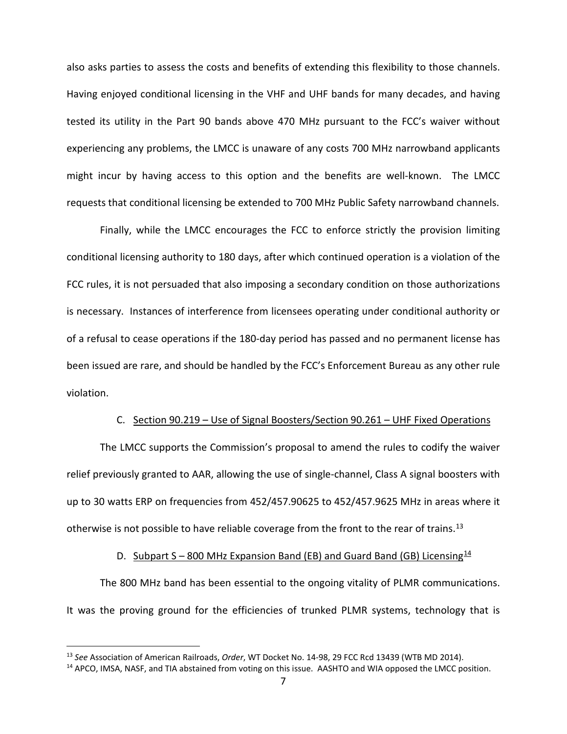also asks parties to assess the costs and benefits of extending this flexibility to those channels. Having enjoyed conditional licensing in the VHF and UHF bands for many decades, and having tested its utility in the Part 90 bands above 470 MHz pursuant to the FCC's waiver without experiencing any problems, the LMCC is unaware of any costs 700 MHz narrowband applicants might incur by having access to this option and the benefits are well-known. The LMCC requests that conditional licensing be extended to 700 MHz Public Safety narrowband channels.

Finally, while the LMCC encourages the FCC to enforce strictly the provision limiting conditional licensing authority to 180 days, after which continued operation is a violation of the FCC rules, it is not persuaded that also imposing a secondary condition on those authorizations is necessary. Instances of interference from licensees operating under conditional authority or of a refusal to cease operations if the 180-day period has passed and no permanent license has been issued are rare, and should be handled by the FCC's Enforcement Bureau as any other rule violation.

### C. Section 90.219 – Use of Signal Boosters/Section 90.261 – UHF Fixed Operations

The LMCC supports the Commission's proposal to amend the rules to codify the waiver relief previously granted to AAR, allowing the use of single-channel, Class A signal boosters with up to 30 watts ERP on frequencies from 452/457.90625 to 452/457.9625 MHz in areas where it otherwise is not possible to have reliable coverage from the front to the rear of trains.[13]

### D. Subpart S – 800 MHz Expansion Band (EB) and Guard Band (GB) Licensing[14]

The 800 MHz band has been essential to the ongoing vitality of PLMR communications. It was the proving ground for the efficiencies of trunked PLMR systems, technology that is

[13] *See* Association of American Railroads, *Order*, WT Docket No. 14-98, 29 FCC Rcd 13439 (WTB MD 2014).

[14] APCO, IMSA, NASF, and TIA abstained from voting on this issue. AASHTO and WIA opposed the LMCC position.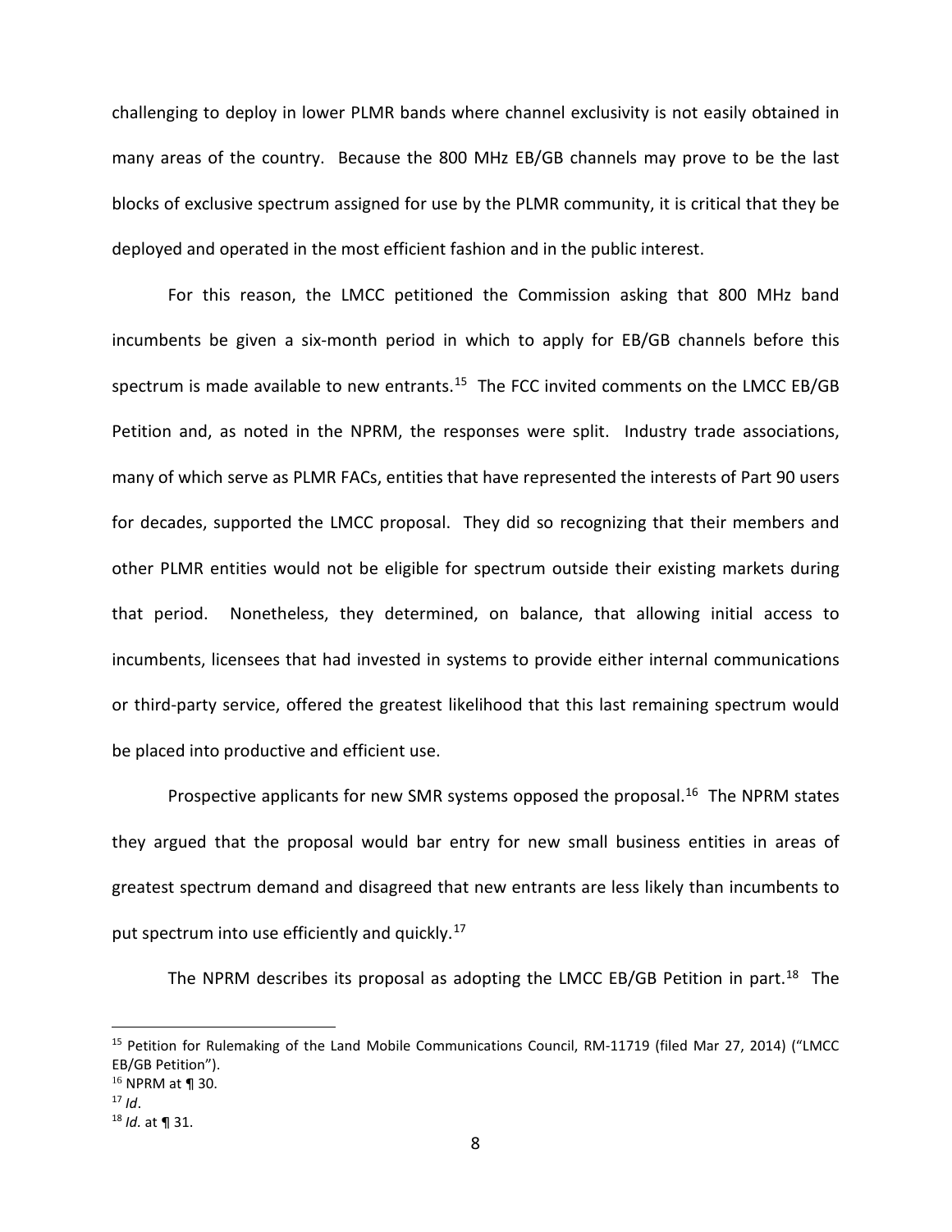challenging to deploy in lower PLMR bands where channel exclusivity is not easily obtained in many areas of the country. Because the 800 MHz EB/GB channels may prove to be the last blocks of exclusive spectrum assigned for use by the PLMR community, it is critical that they be deployed and operated in the most efficient fashion and in the public interest.

For this reason, the LMCC petitioned the Commission asking that 800 MHz band incumbents be given a six-month period in which to apply for EB/GB channels before this spectrum is made available to new entrants.[15] The FCC invited comments on the LMCC EB/GB Petition and, as noted in the NPRM, the responses were split. Industry trade associations, many of which serve as PLMR FACs, entities that have represented the interests of Part 90 users for decades, supported the LMCC proposal. They did so recognizing that their members and other PLMR entities would not be eligible for spectrum outside their existing markets during that period. Nonetheless, they determined, on balance, that allowing initial access to incumbents, licensees that had invested in systems to provide either internal communications or third-party service, offered the greatest likelihood that this last remaining spectrum would be placed into productive and efficient use.

Prospective applicants for new SMR systems opposed the proposal.[16] The NPRM states they argued that the proposal would bar entry for new small business entities in areas of greatest spectrum demand and disagreed that new entrants are less likely than incumbents to put spectrum into use efficiently and quickly.[17]

The NPRM describes its proposal as adopting the LMCC EB/GB Petition in part.[18] The

---

[15] Petition for Rulemaking of the Land Mobile Communications Council, RM-11719 (filed Mar 27, 2014) ("LMCC EB/GB Petition").

[16] NPRM at ¶ 30.

[17] *Id*.

[18] *Id.* at ¶ 31.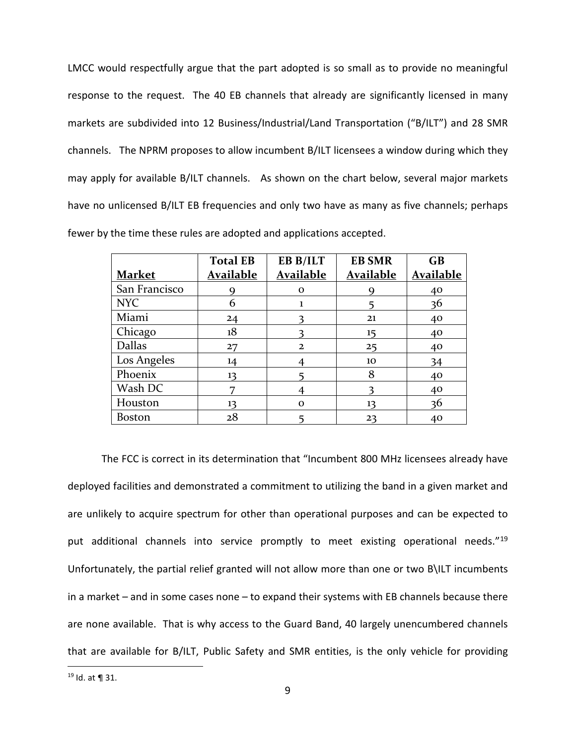LMCC would respectfully argue that the part adopted is so small as to provide no meaningful response to the request. The 40 EB channels that already are significantly licensed in many markets are subdivided into 12 Business/Industrial/Land Transportation ("B/ILT") and 28 SMR channels. The NPRM proposes to allow incumbent B/ILT licensees a window during which they may apply for available B/ILT channels. As shown on the chart below, several major markets have no unlicensed B/ILT EB frequencies and only two have as many as five channels; perhaps fewer by the time these rules are adopted and applications accepted.

| Market | Total EB Available | EB B/ILT Available | EB SMR Available | GB Available |
|---|---|---|---|---|
| San Francisco | 9 | 0 | 9 | 40 |
| NYC | 6 | 1 | 5 | 36 |
| Miami | 24 | 3 | 21 | 40 |
| Chicago | 18 | 3 | 15 | 40 |
| Dallas | 27 | 2 | 25 | 40 |
| Los Angeles | 14 | 4 | 10 | 34 |
| Phoenix | 13 | 5 | 8 | 40 |
| Wash DC | 7 | 4 | 3 | 40 |
| Houston | 13 | 0 | 13 | 36 |
| Boston | 28 | 5 | 23 | 40 |

The FCC is correct in its determination that "Incumbent 800 MHz licensees already have deployed facilities and demonstrated a commitment to utilizing the band in a given market and are unlikely to acquire spectrum for other than operational purposes and can be expected to put additional channels into service promptly to meet existing operational needs."[19] Unfortunately, the partial relief granted will not allow more than one or two B\ILT incumbents in a market – and in some cases none – to expand their systems with EB channels because there are none available. That is why access to the Guard Band, 40 largely unencumbered channels that are available for B/ILT, Public Safety and SMR entities, is the only vehicle for providing

[19] Id. at ¶ 31.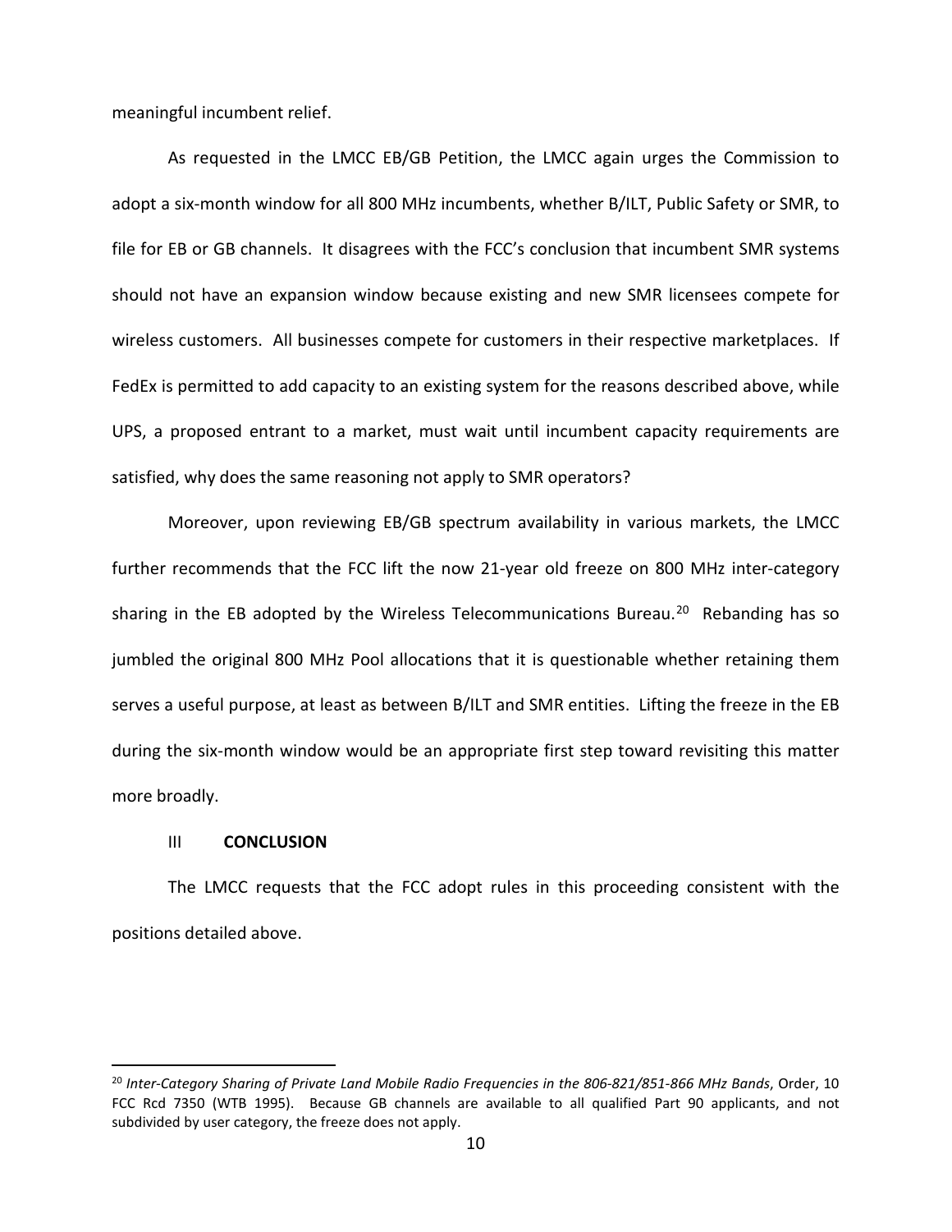meaningful incumbent relief.

As requested in the LMCC EB/GB Petition, the LMCC again urges the Commission to adopt a six-month window for all 800 MHz incumbents, whether B/ILT, Public Safety or SMR, to file for EB or GB channels. It disagrees with the FCC's conclusion that incumbent SMR systems should not have an expansion window because existing and new SMR licensees compete for wireless customers. All businesses compete for customers in their respective marketplaces. If FedEx is permitted to add capacity to an existing system for the reasons described above, while UPS, a proposed entrant to a market, must wait until incumbent capacity requirements are satisfied, why does the same reasoning not apply to SMR operators?

Moreover, upon reviewing EB/GB spectrum availability in various markets, the LMCC further recommends that the FCC lift the now 21-year old freeze on 800 MHz inter-category sharing in the EB adopted by the Wireless Telecommunications Bureau.[20] Rebanding has so jumbled the original 800 MHz Pool allocations that it is questionable whether retaining them serves a useful purpose, at least as between B/ILT and SMR entities. Lifting the freeze in the EB during the six-month window would be an appropriate first step toward revisiting this matter more broadly.

## III **CONCLUSION**

The LMCC requests that the FCC adopt rules in this proceeding consistent with the positions detailed above.

---

[20] *Inter-Category Sharing of Private Land Mobile Radio Frequencies in the 806-821/851-866 MHz Bands*, Order, 10 FCC Rcd 7350 (WTB 1995). Because GB channels are available to all qualified Part 90 applicants, and not subdivided by user category, the freeze does not apply.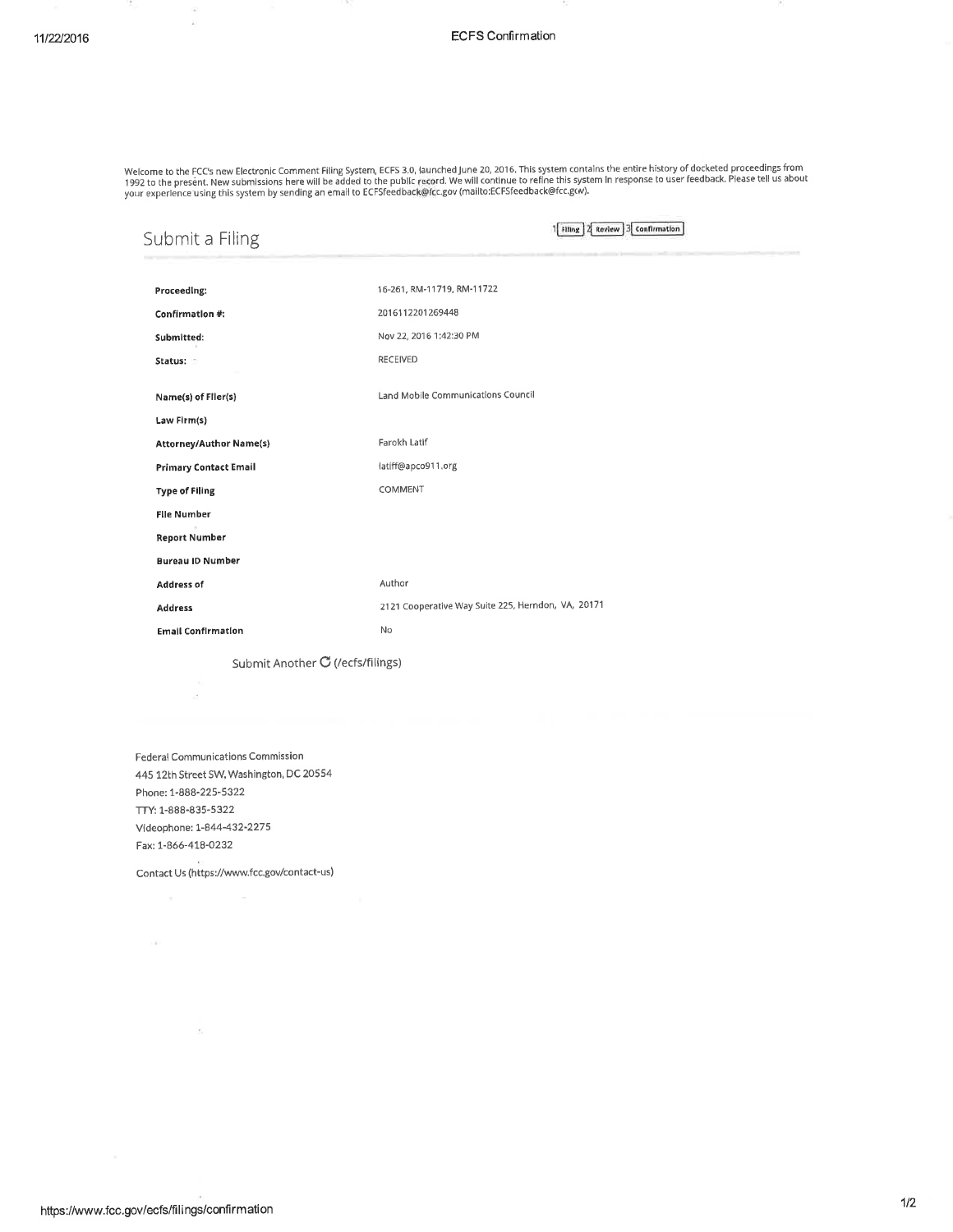Welcome to the FCC's new Electronic Comment Filing System, ECFS 3.0, launched June 20, 2016. This system contains the entire history of docketed proceedings from 1992 to the present. New submissions here will be added to the public record. We will continue to refine this system in response to user feedback. Please tell us about your experience using this system by sending an email to ECFSfeedback@fcc.gov (mailto:ECFSfeedback@fcc.gov).

## Submit a Filing

1 Filing 2 Review 3 Confirmation

| | |
|---|---|
| **Proceeding:** | 16-261, RM-11719, RM-11722 |
| **Confirmation #:** | 2016112201269448 |
| **Submitted:** | Nov 22, 2016 1:42:30 PM |
| **Status:** | RECEIVED |
| **Name(s) of Filer(s)** | Land Mobile Communications Council |
| **Law Firm(s)** | |
| **Attorney/Author Name(s)** | Farokh Latif |
| **Primary Contact Email** | latiff@apco911.org |
| **Type of Filing** | COMMENT |
| **File Number** | |
| **Report Number** | |
| **Bureau ID Number** | |
| **Address of** | Author |
| **Address** | 2121 Cooperative Way Suite 225, Herndon, VA, 20171 |
| **Email Confirmation** | No |

Submit Another (/ecfs/filings)

Federal Communications Commission
445 12th Street SW, Washington, DC 20554
Phone: 1-888-225-5322
TTY: 1-888-835-5322
Videophone: 1-844-432-2275
Fax: 1-866-418-0232

Contact Us (https://www.fcc.gov/contact-us)